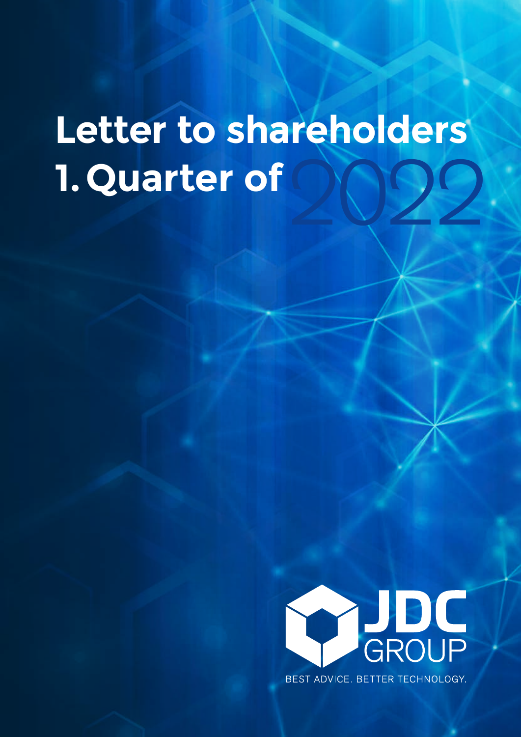# Letter to shareholders 1. Quarter of 2022

JDC GROUP

BEST ADVICE. BETTER TECHNOLOGY.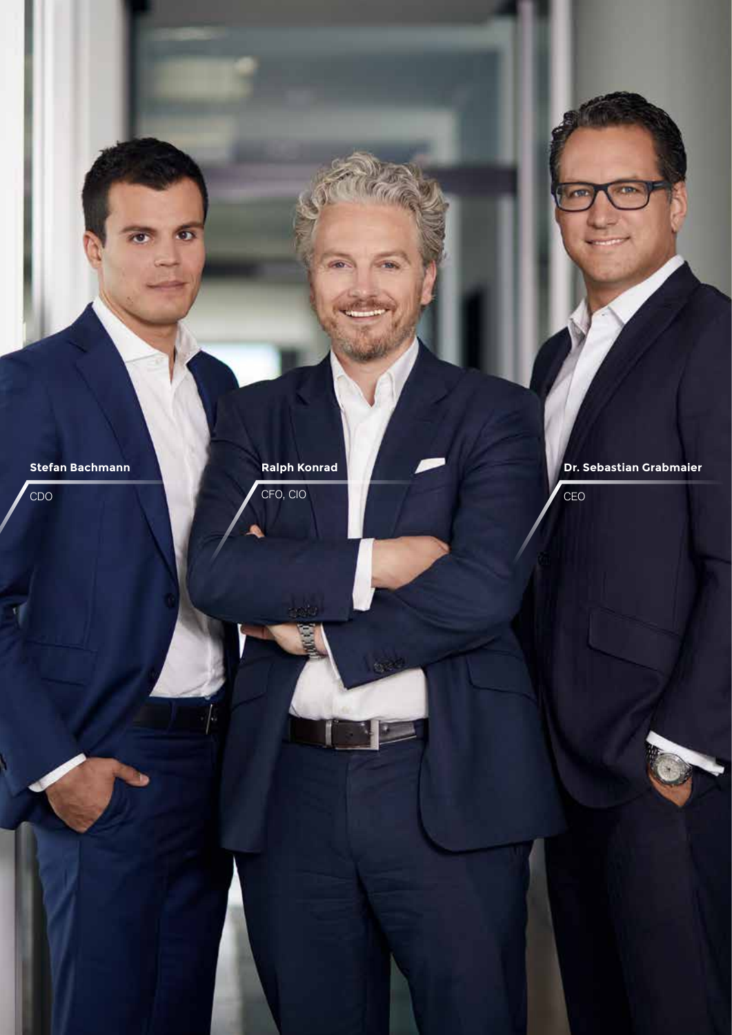**Stefan Bachmann**

CDO

**Ralph Konrad**

CFO, CIO

**Dr. Sebastian Grabmaier**

CEO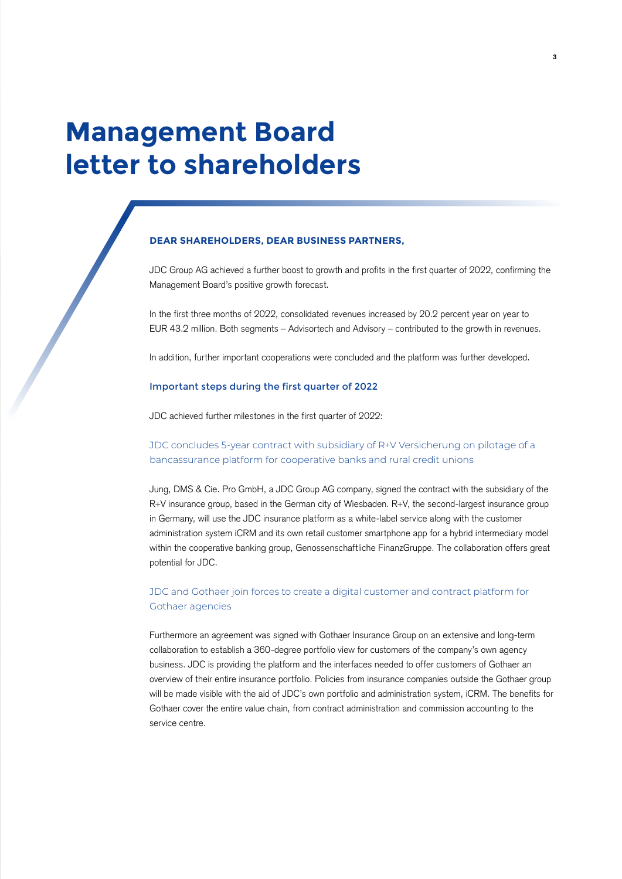# Management Board letter to shareholders

**DEAR SHAREHOLDERS, DEAR BUSINESS PARTNERS,**

JDC Group AG achieved a further boost to growth and profits in the first quarter of 2022, confirming the Management Board's positive growth forecast.

In the first three months of 2022, consolidated revenues increased by 20.2 percent year on year to EUR 43.2 million. Both segments – Advisortech and Advisory – contributed to the growth in revenues.

In addition, further important cooperations were concluded and the platform was further developed.

## Important steps during the first quarter of 2022

JDC achieved further milestones in the first quarter of 2022:

### JDC concludes 5-year contract with subsidiary of R+V Versicherung on pilotage of a bancassurance platform for cooperative banks and rural credit unions

Jung, DMS & Cie. Pro GmbH, a JDC Group AG company, signed the contract with the subsidiary of the R+V insurance group, based in the German city of Wiesbaden. R+V, the second-largest insurance group in Germany, will use the JDC insurance platform as a white-label service along with the customer administration system iCRM and its own retail customer smartphone app for a hybrid intermediary model within the cooperative banking group, Genossenschaftliche FinanzGruppe. The collaboration offers great potential for JDC.

### JDC and Gothaer join forces to create a digital customer and contract platform for Gothaer agencies

Furthermore an agreement was signed with Gothaer Insurance Group on an extensive and long-term collaboration to establish a 360-degree portfolio view for customers of the company's own agency business. JDC is providing the platform and the interfaces needed to offer customers of Gothaer an overview of their entire insurance portfolio. Policies from insurance companies outside the Gothaer group will be made visible with the aid of JDC's own portfolio and administration system, iCRM. The benefits for Gothaer cover the entire value chain, from contract administration and commission accounting to the service centre.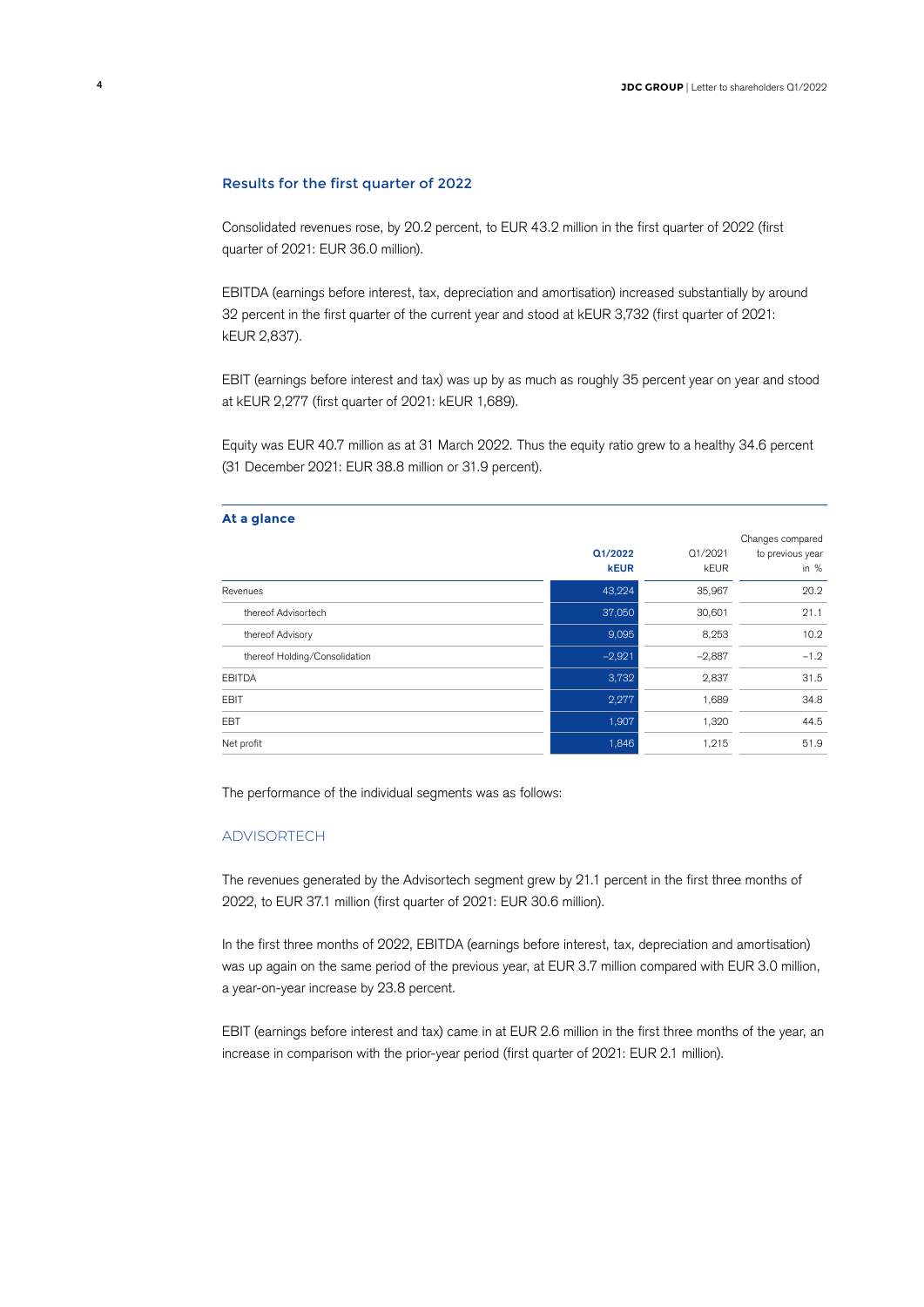## Results for the first quarter of 2022

Consolidated revenues rose, by 20.2 percent, to EUR 43.2 million in the first quarter of 2022 (first quarter of 2021: EUR 36.0 million).

EBITDA (earnings before interest, tax, depreciation and amortisation) increased substantially by around 32 percent in the first quarter of the current year and stood at kEUR 3,732 (first quarter of 2021: kEUR 2,837).

EBIT (earnings before interest and tax) was up by as much as roughly 35 percent year on year and stood at kEUR 2,277 (first quarter of 2021: kEUR 1,689).

Equity was EUR 40.7 million as at 31 March 2022. Thus the equity ratio grew to a healthy 34.6 percent (31 December 2021: EUR 38.8 million or 31.9 percent).

### At a glance

| | **Q1/2022 kEUR** | Q1/2021 kEUR | Changes compared to previous year in % |
|---|---|---|---|
| Revenues | 43,224 | 35,967 | 20.2 |
| thereof Advisortech | 37,050 | 30,601 | 21.1 |
| thereof Advisory | 9,095 | 8,253 | 10.2 |
| thereof Holding/Consolidation | –2,921 | –2,887 | –1.2 |
| EBITDA | 3,732 | 2,837 | 31.5 |
| EBIT | 2,277 | 1,689 | 34.8 |
| EBT | 1,907 | 1,320 | 44.5 |
| Net profit | 1,846 | 1,215 | 51.9 |

The performance of the individual segments was as follows:

### ADVISORTECH

The revenues generated by the Advisortech segment grew by 21.1 percent in the first three months of 2022, to EUR 37.1 million (first quarter of 2021: EUR 30.6 million).

In the first three months of 2022, EBITDA (earnings before interest, tax, depreciation and amortisation) was up again on the same period of the previous year, at EUR 3.7 million compared with EUR 3.0 million, a year-on-year increase by 23.8 percent.

EBIT (earnings before interest and tax) came in at EUR 2.6 million in the first three months of the year, an increase in comparison with the prior-year period (first quarter of 2021: EUR 2.1 million).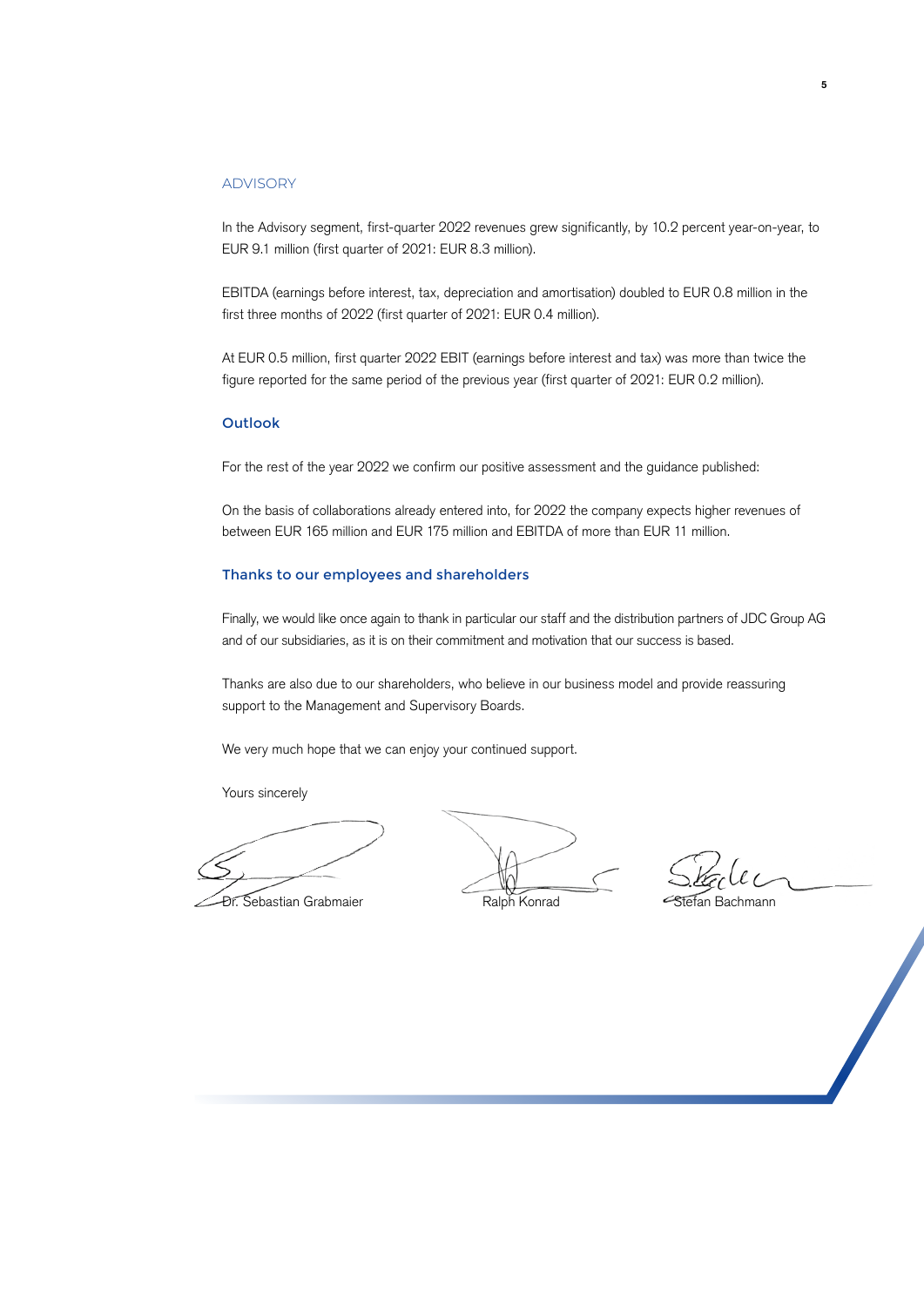## ADVISORY

In the Advisory segment, first-quarter 2022 revenues grew significantly, by 10.2 percent year-on-year, to EUR 9.1 million (first quarter of 2021: EUR 8.3 million).

EBITDA (earnings before interest, tax, depreciation and amortisation) doubled to EUR 0.8 million in the first three months of 2022 (first quarter of 2021: EUR 0.4 million).

At EUR 0.5 million, first quarter 2022 EBIT (earnings before interest and tax) was more than twice the figure reported for the same period of the previous year (first quarter of 2021: EUR 0.2 million).

### Outlook

For the rest of the year 2022 we confirm our positive assessment and the guidance published:

On the basis of collaborations already entered into, for 2022 the company expects higher revenues of between EUR 165 million and EUR 175 million and EBITDA of more than EUR 11 million.

### Thanks to our employees and shareholders

Finally, we would like once again to thank in particular our staff and the distribution partners of JDC Group AG and of our subsidiaries, as it is on their commitment and motivation that our success is based.

Thanks are also due to our shareholders, who believe in our business model and provide reassuring support to the Management and Supervisory Boards.

We very much hope that we can enjoy your continued support.

Yours sincerely

Dr. Sebastian Grabmaier | Ralph Konrad | Stefan Bachmann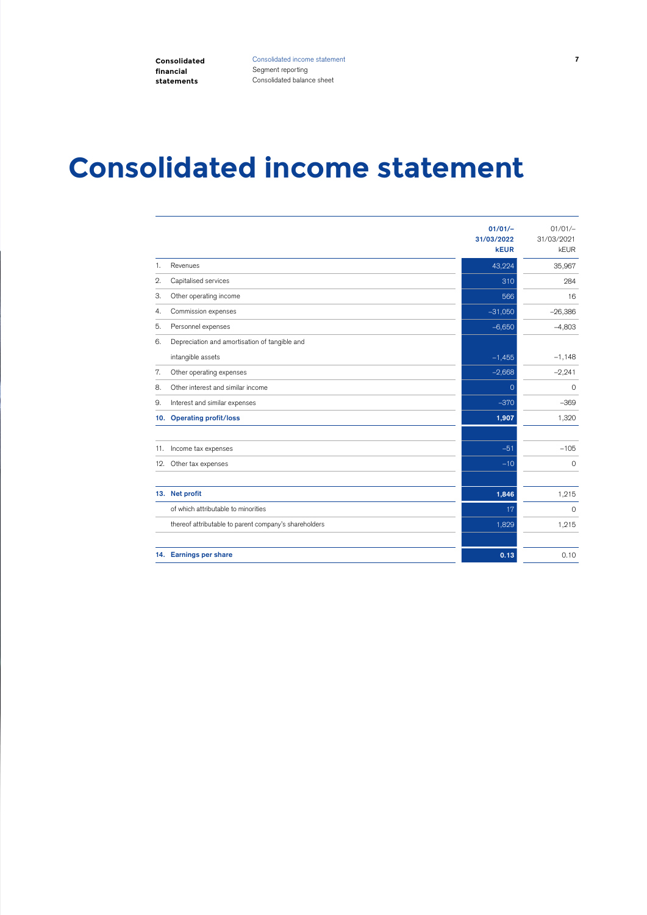# Consolidated income statement

| | | 01/01/– 31/03/2022 kEUR | 01/01/– 31/03/2021 kEUR |
|---|---|---|---|
| 1. | Revenues | 43,224 | 35,967 |
| 2. | Capitalised services | 310 | 284 |
| 3. | Other operating income | 566 | 16 |
| 4. | Commission expenses | –31,050 | –26,386 |
| 5. | Personnel expenses | –6,650 | –4,803 |
| 6. | Depreciation and amortisation of tangible and intangible assets | –1,455 | –1,148 |
| 7. | Other operating expenses | –2,668 | –2,241 |
| 8. | Other interest and similar income | 0 | 0 |
| 9. | Interest and similar expenses | –370 | –369 |
| **10.** | **Operating profit/loss** | **1,907** | 1,320 |
| | | | |
| 11. | Income tax expenses | –51 | –105 |
| 12. | Other tax expenses | –10 | 0 |
| | | | |
| **13.** | **Net profit** | **1,846** | 1,215 |
| | of which attributable to minorities | 17 | 0 |
| | thereof attributable to parent company's shareholders | 1,829 | 1,215 |
| | | | |
| **14.** | **Earnings per share** | **0.13** | 0.10 |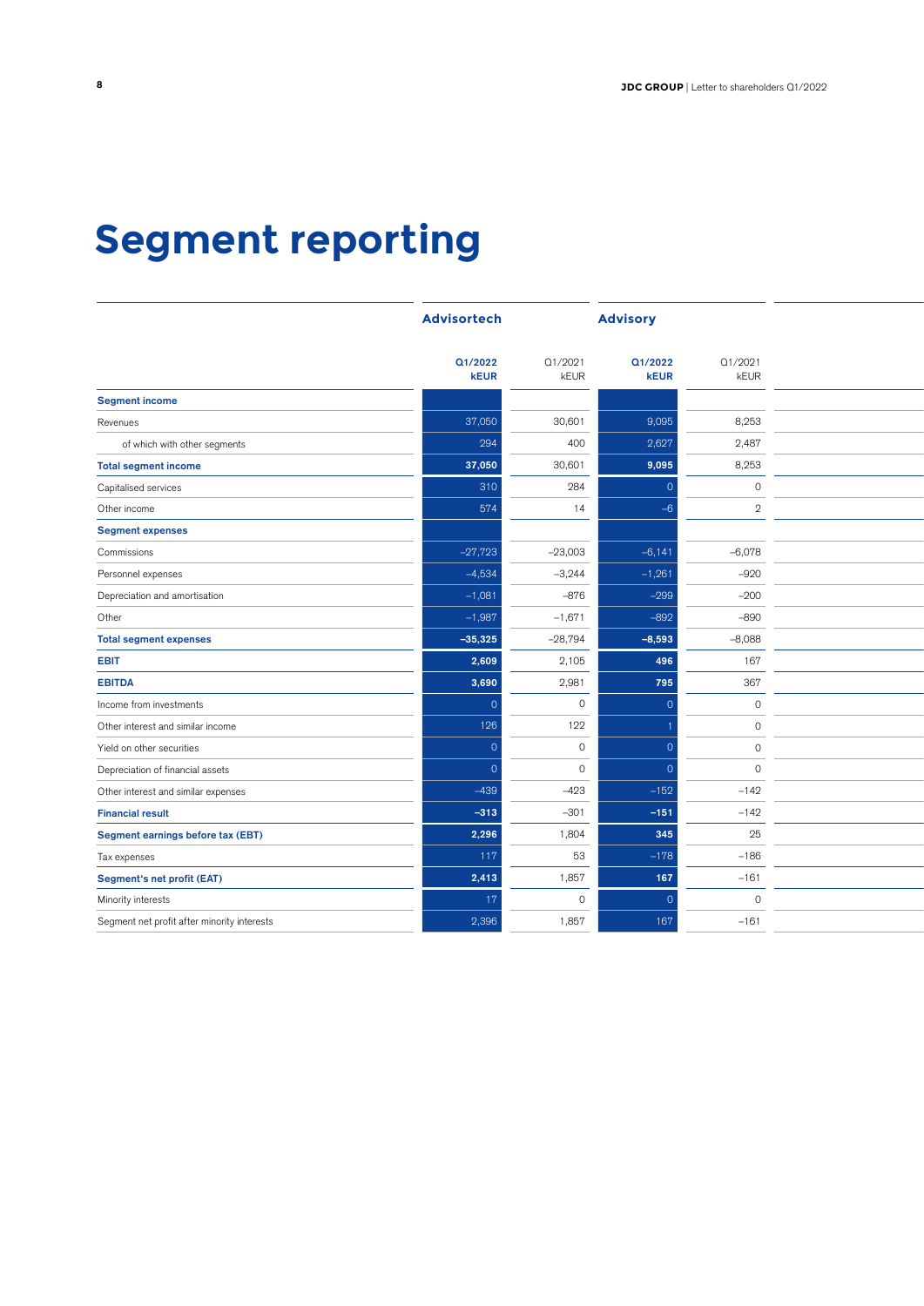# Segment reporting

| | Advisortech | | Advisory | |
|---|---|---|---|---|
| | Q1/2022 kEUR | Q1/2021 kEUR | Q1/2022 kEUR | Q1/2021 kEUR |
| **Segment income** | | | | |
| Revenues | 37,050 | 30,601 | 9,095 | 8,253 |
| of which with other segments | 294 | 400 | 2,627 | 2,487 |
| **Total segment income** | **37,050** | 30,601 | **9,095** | 8,253 |
| Capitalised services | 310 | 284 | 0 | 0 |
| Other income | 574 | 14 | –6 | 2 |
| **Segment expenses** | | | | |
| Commissions | –27,723 | –23,003 | –6,141 | –6,078 |
| Personnel expenses | –4,534 | –3,244 | –1,261 | –920 |
| Depreciation and amortisation | –1,081 | –876 | –299 | –200 |
| Other | –1,987 | –1,671 | –892 | –890 |
| **Total segment expenses** | **–35,325** | –28,794 | **–8,593** | –8,088 |
| **EBIT** | **2,609** | 2,105 | **496** | 167 |
| **EBITDA** | **3,690** | 2,981 | **795** | 367 |
| Income from investments | 0 | 0 | 0 | 0 |
| Other interest and similar income | 126 | 122 | 1 | 0 |
| Yield on other securities | 0 | 0 | 0 | 0 |
| Depreciation of financial assets | 0 | 0 | 0 | 0 |
| Other interest and similar expenses | –439 | –423 | –152 | –142 |
| **Financial result** | **–313** | –301 | **–151** | –142 |
| **Segment earnings before tax (EBT)** | **2,296** | 1,804 | **345** | 25 |
| Tax expenses | 117 | 53 | –178 | –186 |
| **Segment's net profit (EAT)** | **2,413** | 1,857 | **167** | –161 |
| Minority interests | 17 | 0 | 0 | 0 |
| Segment net profit after minority interests | 2,396 | 1,857 | 167 | –161 |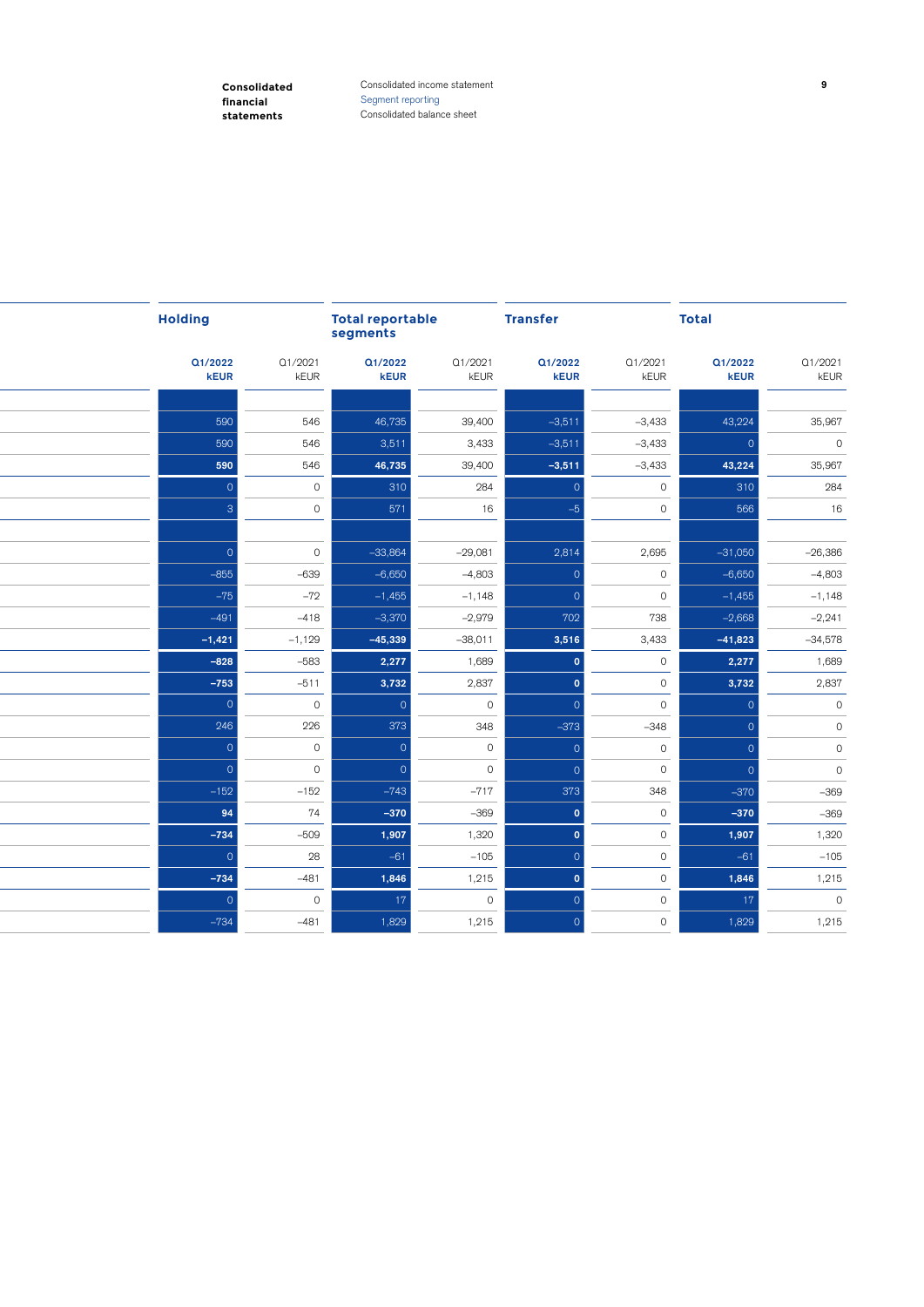| | Holding | | Total reportable segments | | Transfer | | Total | |
|---|---|---|---|---|---|---|---|---|
| | Q1/2022 kEUR | Q1/2021 kEUR | Q1/2022 kEUR | Q1/2021 kEUR | Q1/2022 kEUR | Q1/2021 kEUR | Q1/2022 kEUR | Q1/2021 kEUR |
| | | | | | | | | |
| | 590 | 546 | 46,735 | 39,400 | –3,511 | –3,433 | 43,224 | 35,967 |
| | 590 | 546 | 3,511 | 3,433 | –3,511 | –3,433 | 0 | 0 |
| | **590** | 546 | **46,735** | 39,400 | **–3,511** | –3,433 | **43,224** | 35,967 |
| | 0 | 0 | 310 | 284 | 0 | 0 | 310 | 284 |
| | 3 | 0 | 571 | 16 | –5 | 0 | 566 | 16 |
| | | | | | | | | |
| | 0 | 0 | –33,864 | –29,081 | 2,814 | 2,695 | –31,050 | –26,386 |
| | –855 | –639 | –6,650 | –4,803 | 0 | 0 | –6,650 | –4,803 |
| | –75 | –72 | –1,455 | –1,148 | 0 | 0 | –1,455 | –1,148 |
| | –491 | –418 | –3,370 | –2,979 | 702 | 738 | –2,668 | –2,241 |
| | **–1,421** | –1,129 | **–45,339** | –38,011 | **3,516** | 3,433 | **–41,823** | –34,578 |
| | **–828** | –583 | **2,277** | 1,689 | **0** | 0 | **2,277** | 1,689 |
| | **–753** | –511 | **3,732** | 2,837 | **0** | 0 | **3,732** | 2,837 |
| | 0 | 0 | 0 | 0 | 0 | 0 | 0 | 0 |
| | 246 | 226 | 373 | 348 | –373 | –348 | 0 | 0 |
| | 0 | 0 | 0 | 0 | 0 | 0 | 0 | 0 |
| | 0 | 0 | 0 | 0 | 0 | 0 | 0 | 0 |
| | –152 | –152 | –743 | –717 | 373 | 348 | –370 | –369 |
| | **94** | 74 | **–370** | –369 | **0** | 0 | **–370** | –369 |
| | **–734** | –509 | **1,907** | 1,320 | **0** | 0 | **1,907** | 1,320 |
| | 0 | 28 | –61 | –105 | 0 | 0 | –61 | –105 |
| | **–734** | –481 | **1,846** | 1,215 | **0** | 0 | **1,846** | 1,215 |
| | 0 | 0 | 17 | 0 | 0 | 0 | 17 | 0 |
| | –734 | –481 | 1,829 | 1,215 | 0 | 0 | 1,829 | 1,215 |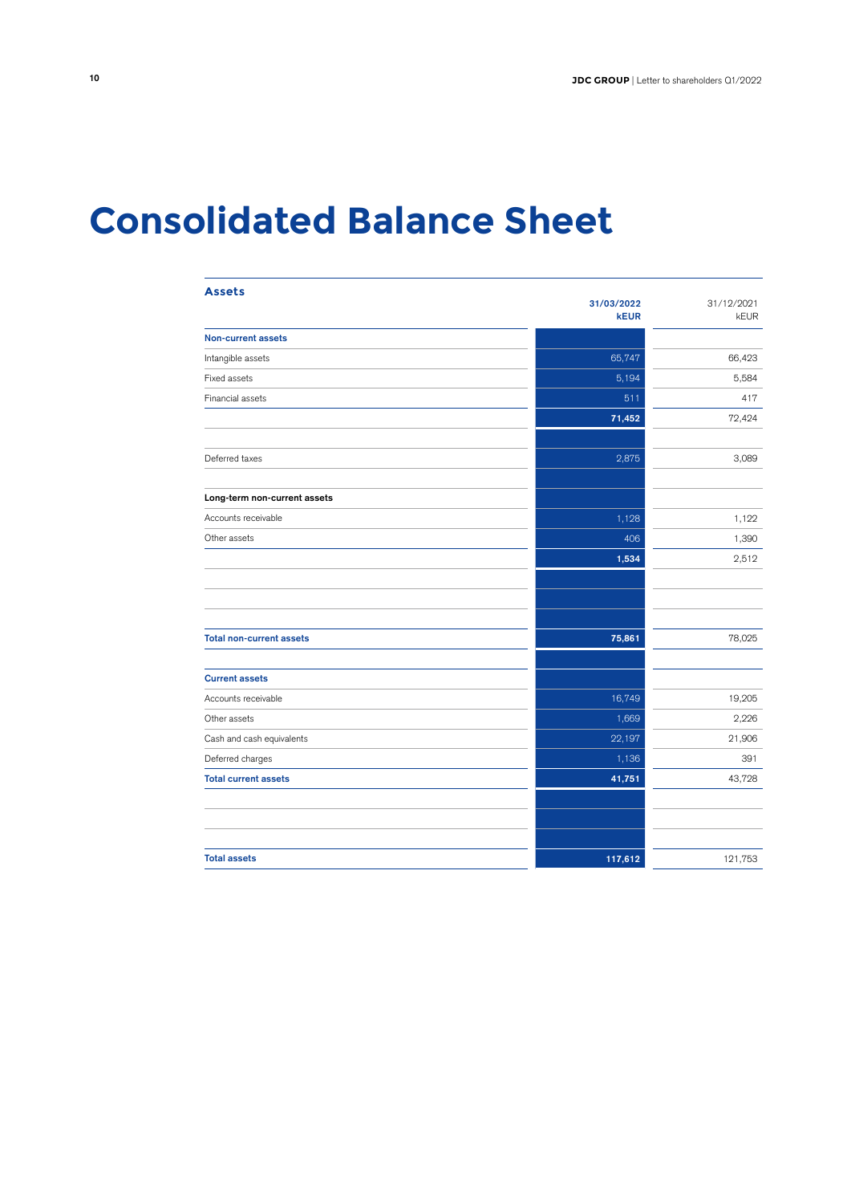# Consolidated Balance Sheet

| Assets | 31/03/2022 kEUR | 31/12/2021 kEUR |
|---|---|---|
| **Non-current assets** | | |
| Intangible assets | 65,747 | 66,423 |
| Fixed assets | 5,194 | 5,584 |
| Financial assets | 511 | 417 |
| | **71,452** | 72,424 |
| | | |
| Deferred taxes | 2,875 | 3,089 |
| | | |
| **Long-term non-current assets** | | |
| Accounts receivable | 1,128 | 1,122 |
| Other assets | 406 | 1,390 |
| | **1,534** | 2,512 |
| | | |
| | | |
| | | |
| **Total non-current assets** | **75,861** | 78,025 |
| | | |
| **Current assets** | | |
| Accounts receivable | 16,749 | 19,205 |
| Other assets | 1,669 | 2,226 |
| Cash and cash equivalents | 22,197 | 21,906 |
| Deferred charges | 1,136 | 391 |
| **Total current assets** | **41,751** | 43,728 |
| | | |
| | | |
| | | |
| **Total assets** | **117,612** | 121,753 |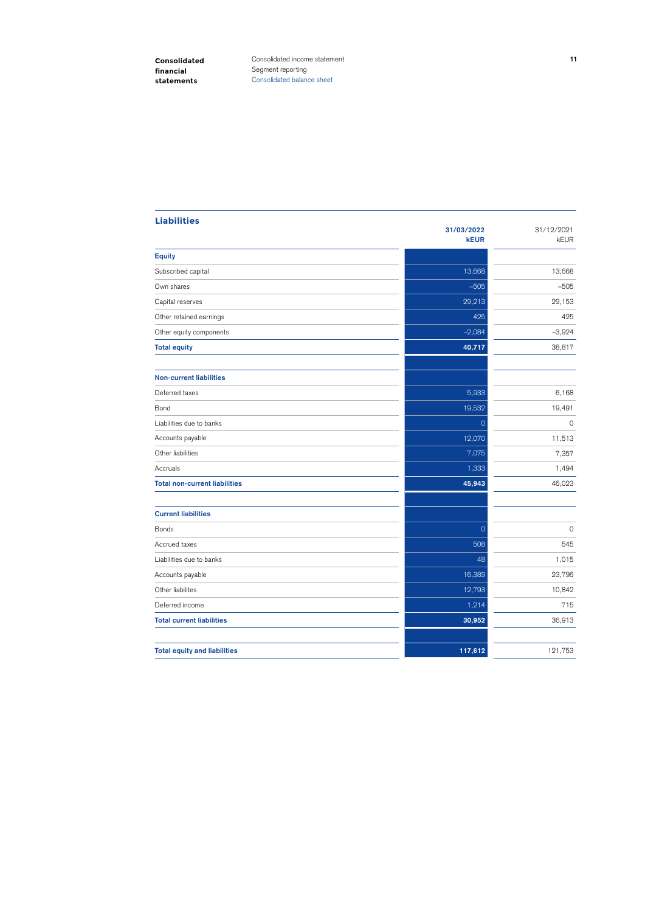## Liabilities

| | 31/03/2022 kEUR | 31/12/2021 kEUR |
|---|---|---|
| **Equity** | | |
| Subscribed capital | 13,668 | 13,668 |
| Own shares | –505 | –505 |
| Capital reserves | 29,213 | 29,153 |
| Other retained earnings | 425 | 425 |
| Other equity components | –2,084 | –3,924 |
| **Total equity** | **40,717** | 38,817 |
| | | |
| **Non-current liabilities** | | |
| Deferred taxes | 5,933 | 6,168 |
| Bond | 19,532 | 19,491 |
| Liabilities due to banks | 0 | 0 |
| Accounts payable | 12,070 | 11,513 |
| Other liabilities | 7,075 | 7,357 |
| Accruals | 1,333 | 1,494 |
| **Total non-current liabilities** | **45,943** | 46,023 |
| | | |
| **Current liabilities** | | |
| Bonds | 0 | 0 |
| Accrued taxes | 508 | 545 |
| Liabilities due to banks | 48 | 1,015 |
| Accounts payable | 16,389 | 23,796 |
| Other liabilites | 12,793 | 10,842 |
| Deferred income | 1,214 | 715 |
| **Total current liabilities** | **30,952** | 36,913 |
| | | |
| **Total equity and liabilities** | **117,612** | 121,753 |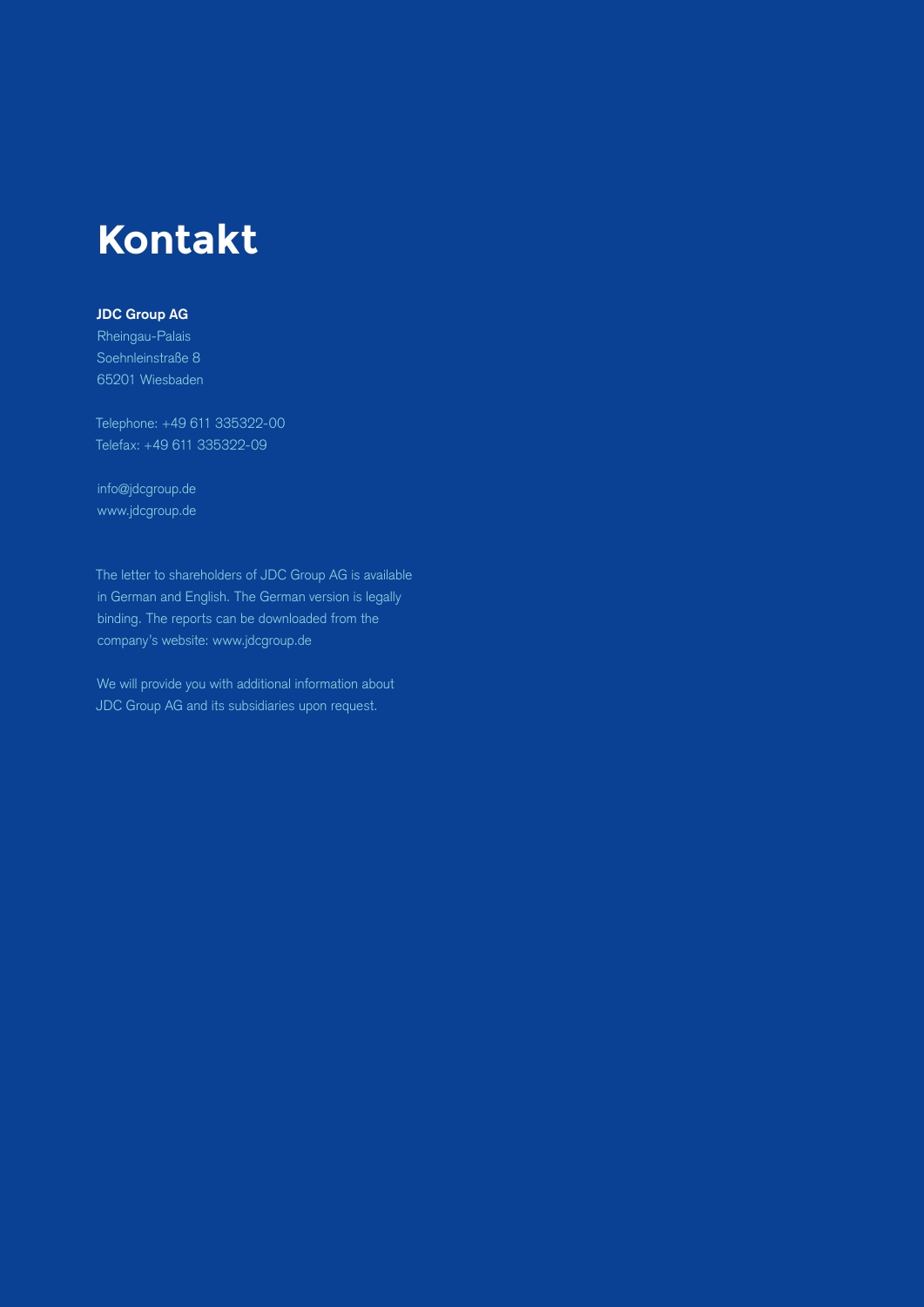# Kontakt

**JDC Group AG**
Rheingau-Palais
Soehnleinstraße 8
65201 Wiesbaden

Telephone: +49 611 335322-00
Telefax: +49 611 335322-09

info@jdcgroup.de
www.jdcgroup.de

The letter to shareholders of JDC Group AG is available in German and English. The German version is legally binding. The reports can be downloaded from the company's website: www.jdcgroup.de

We will provide you with additional information about JDC Group AG and its subsidiaries upon request.